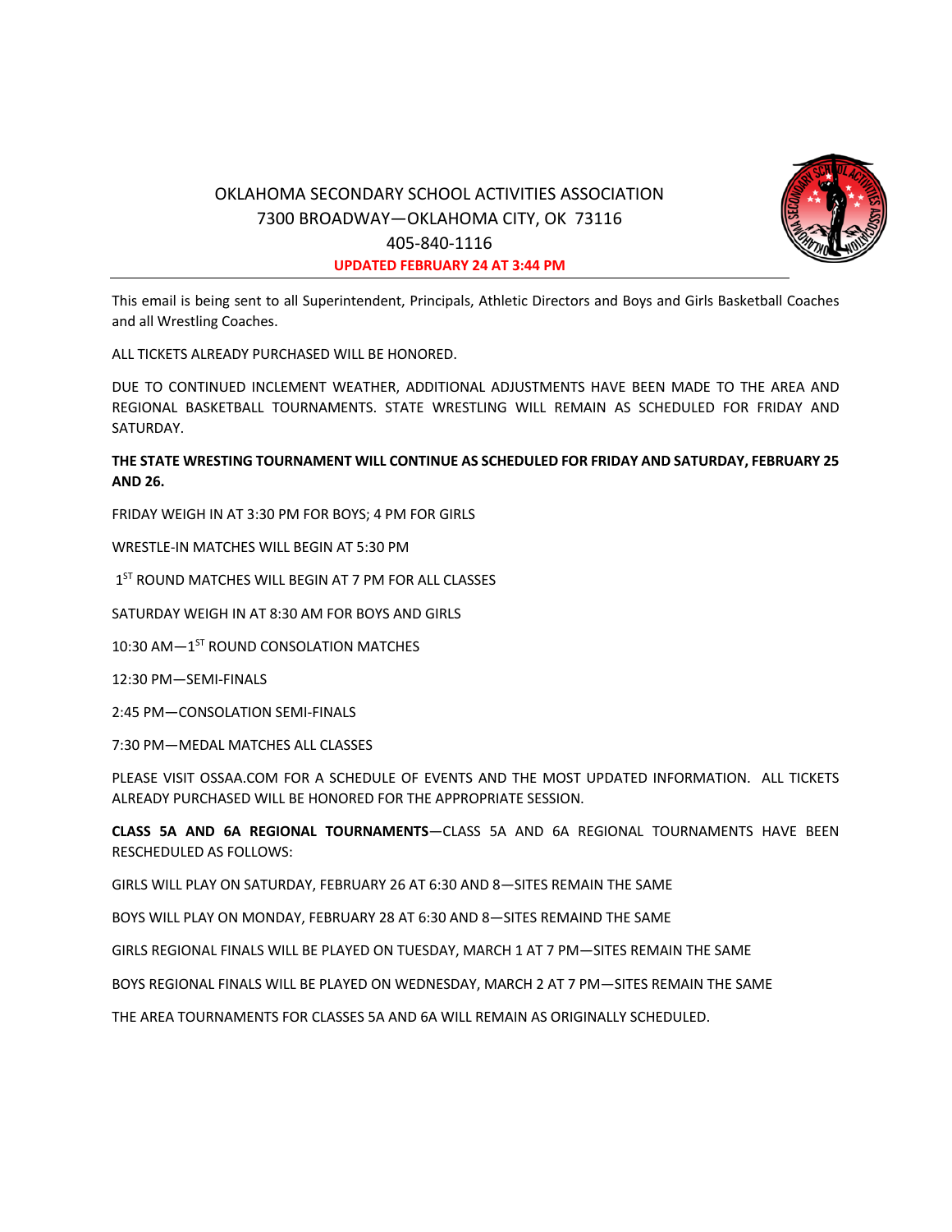# OKLAHOMA SECONDARY SCHOOL ACTIVITIES ASSOCIATION

7300 BROADWAY—OKLAHOMA CITY, OK 73116

405-840-1116

**UPDATED FEBRUARY 24 AT 3:44 PM**

---

This email is being sent to all Superintendent, Principals, Athletic Directors and Boys and Girls Basketball Coaches and all Wrestling Coaches.

ALL TICKETS ALREADY PURCHASED WILL BE HONORED.

DUE TO CONTINUED INCLEMENT WEATHER, ADDITIONAL ADJUSTMENTS HAVE BEEN MADE TO THE AREA AND REGIONAL BASKETBALL TOURNAMENTS. STATE WRESTLING WILL REMAIN AS SCHEDULED FOR FRIDAY AND SATURDAY.

**THE STATE WRESTING TOURNAMENT WILL CONTINUE AS SCHEDULED FOR FRIDAY AND SATURDAY, FEBRUARY 25 AND 26.**

FRIDAY WEIGH IN AT 3:30 PM FOR BOYS; 4 PM FOR GIRLS

WRESTLE-IN MATCHES WILL BEGIN AT 5:30 PM

1ST ROUND MATCHES WILL BEGIN AT 7 PM FOR ALL CLASSES

SATURDAY WEIGH IN AT 8:30 AM FOR BOYS AND GIRLS

10:30 AM—1ST ROUND CONSOLATION MATCHES

12:30 PM—SEMI-FINALS

2:45 PM—CONSOLATION SEMI-FINALS

7:30 PM—MEDAL MATCHES ALL CLASSES

PLEASE VISIT OSSAA.COM FOR A SCHEDULE OF EVENTS AND THE MOST UPDATED INFORMATION. ALL TICKETS ALREADY PURCHASED WILL BE HONORED FOR THE APPROPRIATE SESSION.

**CLASS 5A AND 6A REGIONAL TOURNAMENTS**—CLASS 5A AND 6A REGIONAL TOURNAMENTS HAVE BEEN RESCHEDULED AS FOLLOWS:

GIRLS WILL PLAY ON SATURDAY, FEBRUARY 26 AT 6:30 AND 8—SITES REMAIN THE SAME

BOYS WILL PLAY ON MONDAY, FEBRUARY 28 AT 6:30 AND 8—SITES REMAIND THE SAME

GIRLS REGIONAL FINALS WILL BE PLAYED ON TUESDAY, MARCH 1 AT 7 PM—SITES REMAIN THE SAME

BOYS REGIONAL FINALS WILL BE PLAYED ON WEDNESDAY, MARCH 2 AT 7 PM—SITES REMAIN THE SAME

THE AREA TOURNAMENTS FOR CLASSES 5A AND 6A WILL REMAIN AS ORIGINALLY SCHEDULED.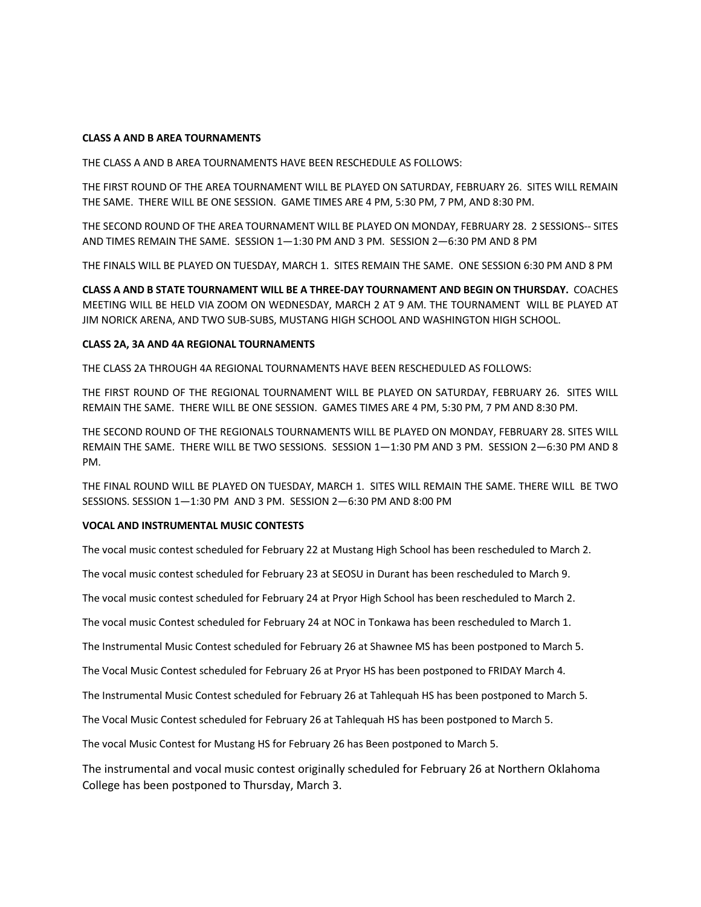**CLASS A AND B AREA TOURNAMENTS**

THE CLASS A AND B AREA TOURNAMENTS HAVE BEEN RESCHEDULE AS FOLLOWS:

THE FIRST ROUND OF THE AREA TOURNAMENT WILL BE PLAYED ON SATURDAY, FEBRUARY 26. SITES WILL REMAIN THE SAME. THERE WILL BE ONE SESSION. GAME TIMES ARE 4 PM, 5:30 PM, 7 PM, AND 8:30 PM.

THE SECOND ROUND OF THE AREA TOURNAMENT WILL BE PLAYED ON MONDAY, FEBRUARY 28. 2 SESSIONS-- SITES AND TIMES REMAIN THE SAME. SESSION 1—1:30 PM AND 3 PM. SESSION 2—6:30 PM AND 8 PM

THE FINALS WILL BE PLAYED ON TUESDAY, MARCH 1. SITES REMAIN THE SAME. ONE SESSION 6:30 PM AND 8 PM

**CLASS A AND B STATE TOURNAMENT WILL BE A THREE-DAY TOURNAMENT AND BEGIN ON THURSDAY.** COACHES MEETING WILL BE HELD VIA ZOOM ON WEDNESDAY, MARCH 2 AT 9 AM. THE TOURNAMENT WILL BE PLAYED AT JIM NORICK ARENA, AND TWO SUB-SUBS, MUSTANG HIGH SCHOOL AND WASHINGTON HIGH SCHOOL.

**CLASS 2A, 3A AND 4A REGIONAL TOURNAMENTS**

THE CLASS 2A THROUGH 4A REGIONAL TOURNAMENTS HAVE BEEN RESCHEDULED AS FOLLOWS:

THE FIRST ROUND OF THE REGIONAL TOURNAMENT WILL BE PLAYED ON SATURDAY, FEBRUARY 26. SITES WILL REMAIN THE SAME. THERE WILL BE ONE SESSION. GAMES TIMES ARE 4 PM, 5:30 PM, 7 PM AND 8:30 PM.

THE SECOND ROUND OF THE REGIONALS TOURNAMENTS WILL BE PLAYED ON MONDAY, FEBRUARY 28. SITES WILL REMAIN THE SAME. THERE WILL BE TWO SESSIONS. SESSION 1—1:30 PM AND 3 PM. SESSION 2—6:30 PM AND 8 PM.

THE FINAL ROUND WILL BE PLAYED ON TUESDAY, MARCH 1. SITES WILL REMAIN THE SAME. THERE WILL BE TWO SESSIONS. SESSION 1—1:30 PM AND 3 PM. SESSION 2—6:30 PM AND 8:00 PM

**VOCAL AND INSTRUMENTAL MUSIC CONTESTS**

The vocal music contest scheduled for February 22 at Mustang High School has been rescheduled to March 2.

The vocal music contest scheduled for February 23 at SEOSU in Durant has been rescheduled to March 9.

The vocal music contest scheduled for February 24 at Pryor High School has been rescheduled to March 2.

The vocal music Contest scheduled for February 24 at NOC in Tonkawa has been rescheduled to March 1.

The Instrumental Music Contest scheduled for February 26 at Shawnee MS has been postponed to March 5.

The Vocal Music Contest scheduled for February 26 at Pryor HS has been postponed to FRIDAY March 4.

The Instrumental Music Contest scheduled for February 26 at Tahlequah HS has been postponed to March 5.

The Vocal Music Contest scheduled for February 26 at Tahlequah HS has been postponed to March 5.

The vocal Music Contest for Mustang HS for February 26 has Been postponed to March 5.

The instrumental and vocal music contest originally scheduled for February 26 at Northern Oklahoma College has been postponed to Thursday, March 3.